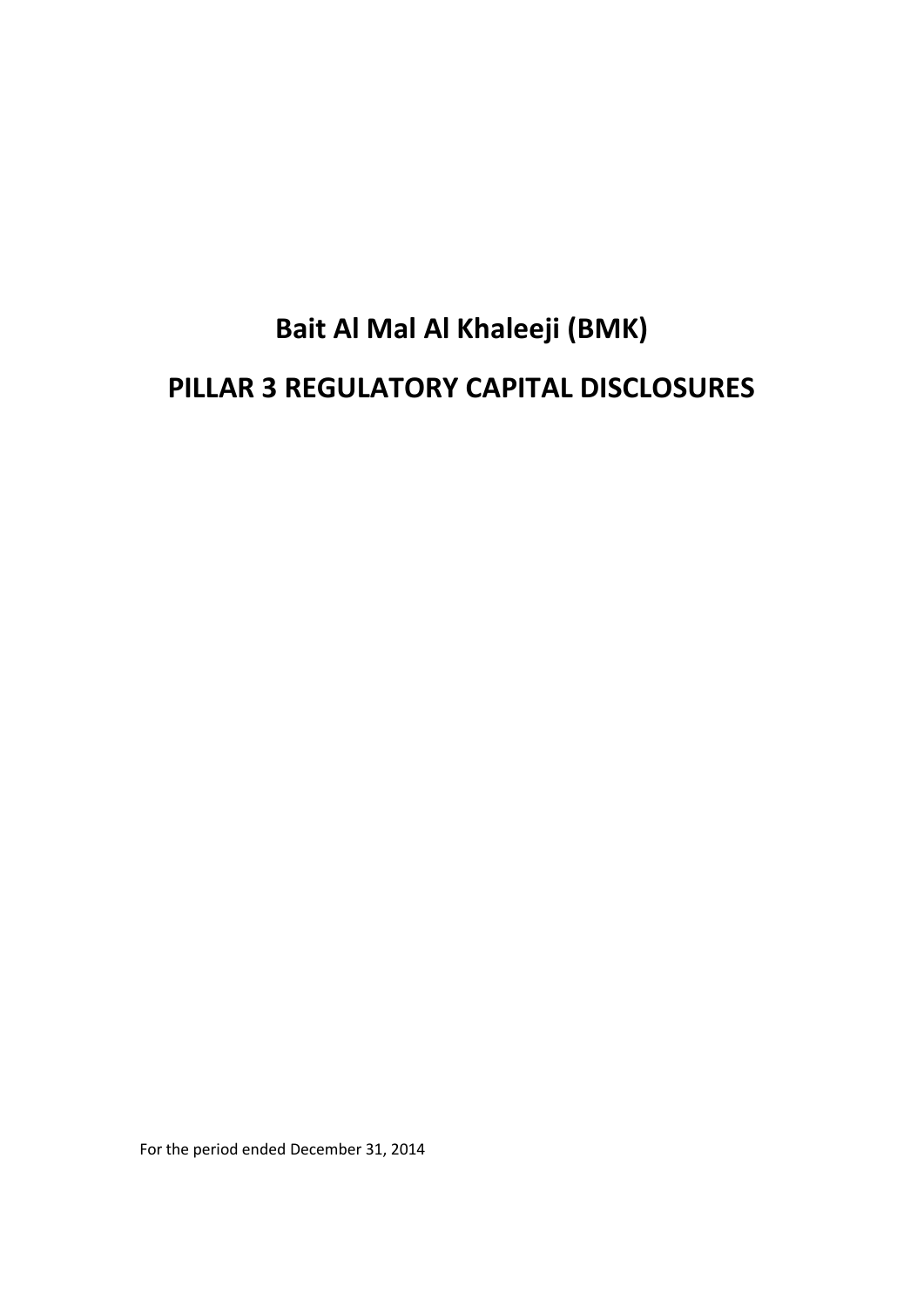# Bait Al Mal Al Khaleeji (BMK)

# PILLAR 3 REGULATORY CAPITAL DISCLOSURES

For the period ended December 31, 2014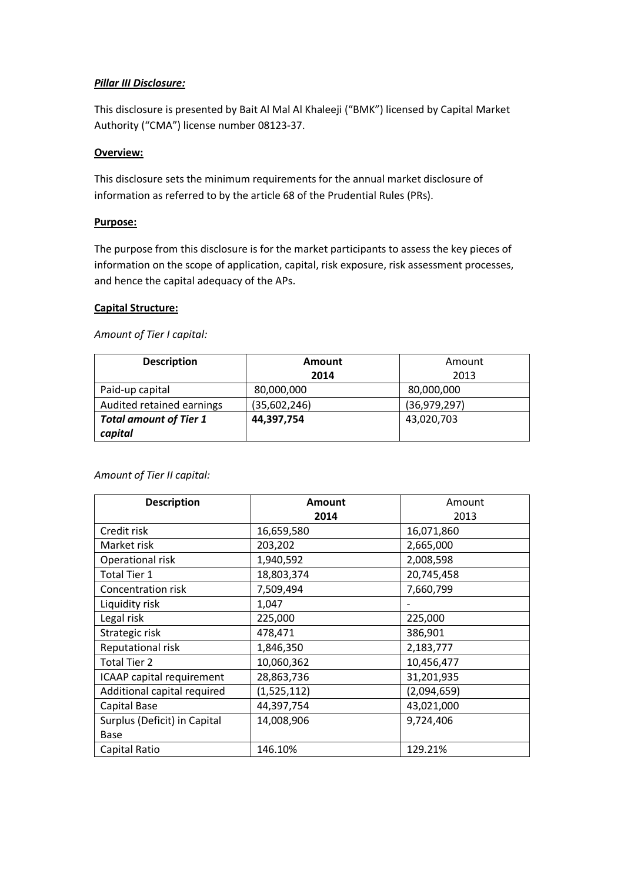***Pillar III Disclosure:***

This disclosure is presented by Bait Al Mal Al Khaleeji ("BMK") licensed by Capital Market Authority ("CMA") license number 08123-37.

**Overview:**

This disclosure sets the minimum requirements for the annual market disclosure of information as referred to by the article 68 of the Prudential Rules (PRs).

**Purpose:**

The purpose from this disclosure is for the market participants to assess the key pieces of information on the scope of application, capital, risk exposure, risk assessment processes, and hence the capital adequacy of the APs.

**Capital Structure:**

*Amount of Tier I capital:*

| **Description** | **Amount 2014** | Amount 2013 |
|---|---|---|
| Paid-up capital | 80,000,000 | 80,000,000 |
| Audited retained earnings | (35,602,246) | (36,979,297) |
| ***Total amount of Tier 1 capital*** | **44,397,754** | 43,020,703 |

*Amount of Tier II capital:*

| **Description** | **Amount 2014** | Amount 2013 |
|---|---|---|
| Credit risk | 16,659,580 | 16,071,860 |
| Market risk | 203,202 | 2,665,000 |
| Operational risk | 1,940,592 | 2,008,598 |
| Total Tier 1 | 18,803,374 | 20,745,458 |
| Concentration risk | 7,509,494 | 7,660,799 |
| Liquidity risk | 1,047 | - |
| Legal risk | 225,000 | 225,000 |
| Strategic risk | 478,471 | 386,901 |
| Reputational risk | 1,846,350 | 2,183,777 |
| Total Tier 2 | 10,060,362 | 10,456,477 |
| ICAAP capital requirement | 28,863,736 | 31,201,935 |
| Additional capital required | (1,525,112) | (2,094,659) |
| Capital Base | 44,397,754 | 43,021,000 |
| Surplus (Deficit) in Capital Base | 14,008,906 | 9,724,406 |
| Capital Ratio | 146.10% | 129.21% |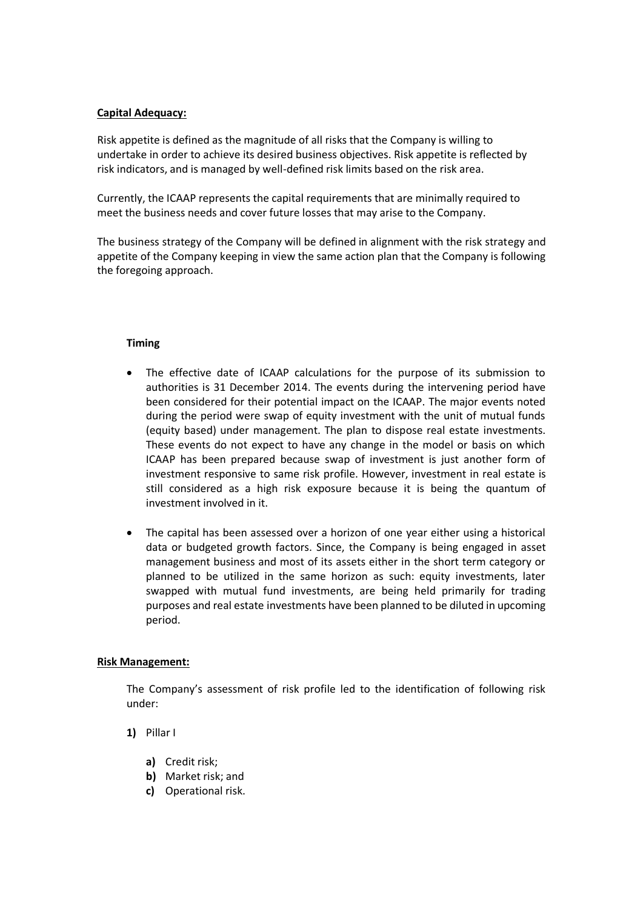**Capital Adequacy:**

Risk appetite is defined as the magnitude of all risks that the Company is willing to undertake in order to achieve its desired business objectives. Risk appetite is reflected by risk indicators, and is managed by well-defined risk limits based on the risk area.

Currently, the ICAAP represents the capital requirements that are minimally required to meet the business needs and cover future losses that may arise to the Company.

The business strategy of the Company will be defined in alignment with the risk strategy and appetite of the Company keeping in view the same action plan that the Company is following the foregoing approach.

**Timing**

- The effective date of ICAAP calculations for the purpose of its submission to authorities is 31 December 2014. The events during the intervening period have been considered for their potential impact on the ICAAP. The major events noted during the period were swap of equity investment with the unit of mutual funds (equity based) under management. The plan to dispose real estate investments. These events do not expect to have any change in the model or basis on which ICAAP has been prepared because swap of investment is just another form of investment responsive to same risk profile. However, investment in real estate is still considered as a high risk exposure because it is being the quantum of investment involved in it.
- The capital has been assessed over a horizon of one year either using a historical data or budgeted growth factors. Since, the Company is being engaged in asset management business and most of its assets either in the short term category or planned to be utilized in the same horizon as such: equity investments, later swapped with mutual fund investments, are being held primarily for trading purposes and real estate investments have been planned to be diluted in upcoming period.

**Risk Management:**

The Company's assessment of risk profile led to the identification of following risk under:

1) Pillar I

   a) Credit risk;
   b) Market risk; and
   c) Operational risk.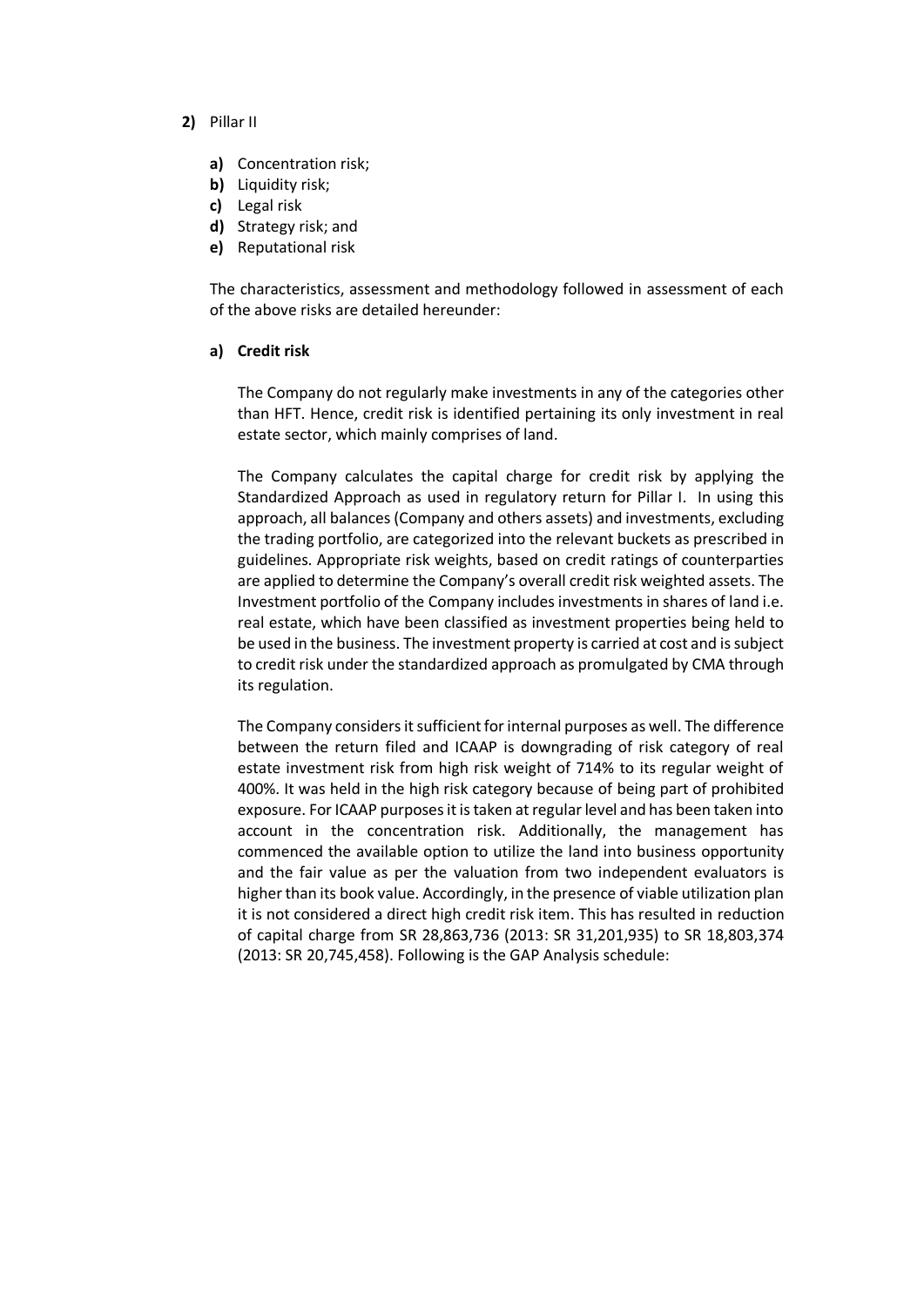**2)** Pillar II

- **a)** Concentration risk;
- **b)** Liquidity risk;
- **c)** Legal risk
- **d)** Strategy risk; and
- **e)** Reputational risk

The characteristics, assessment and methodology followed in assessment of each of the above risks are detailed hereunder:

**a) Credit risk**

The Company do not regularly make investments in any of the categories other than HFT. Hence, credit risk is identified pertaining its only investment in real estate sector, which mainly comprises of land.

The Company calculates the capital charge for credit risk by applying the Standardized Approach as used in regulatory return for Pillar I. In using this approach, all balances (Company and others assets) and investments, excluding the trading portfolio, are categorized into the relevant buckets as prescribed in guidelines. Appropriate risk weights, based on credit ratings of counterparties are applied to determine the Company's overall credit risk weighted assets. The Investment portfolio of the Company includes investments in shares of land i.e. real estate, which have been classified as investment properties being held to be used in the business. The investment property is carried at cost and is subject to credit risk under the standardized approach as promulgated by CMA through its regulation.

The Company considers it sufficient for internal purposes as well. The difference between the return filed and ICAAP is downgrading of risk category of real estate investment risk from high risk weight of 714% to its regular weight of 400%. It was held in the high risk category because of being part of prohibited exposure. For ICAAP purposes it is taken at regular level and has been taken into account in the concentration risk. Additionally, the management has commenced the available option to utilize the land into business opportunity and the fair value as per the valuation from two independent evaluators is higher than its book value. Accordingly, in the presence of viable utilization plan it is not considered a direct high credit risk item. This has resulted in reduction of capital charge from SR 28,863,736 (2013: SR 31,201,935) to SR 18,803,374 (2013: SR 20,745,458). Following is the GAP Analysis schedule: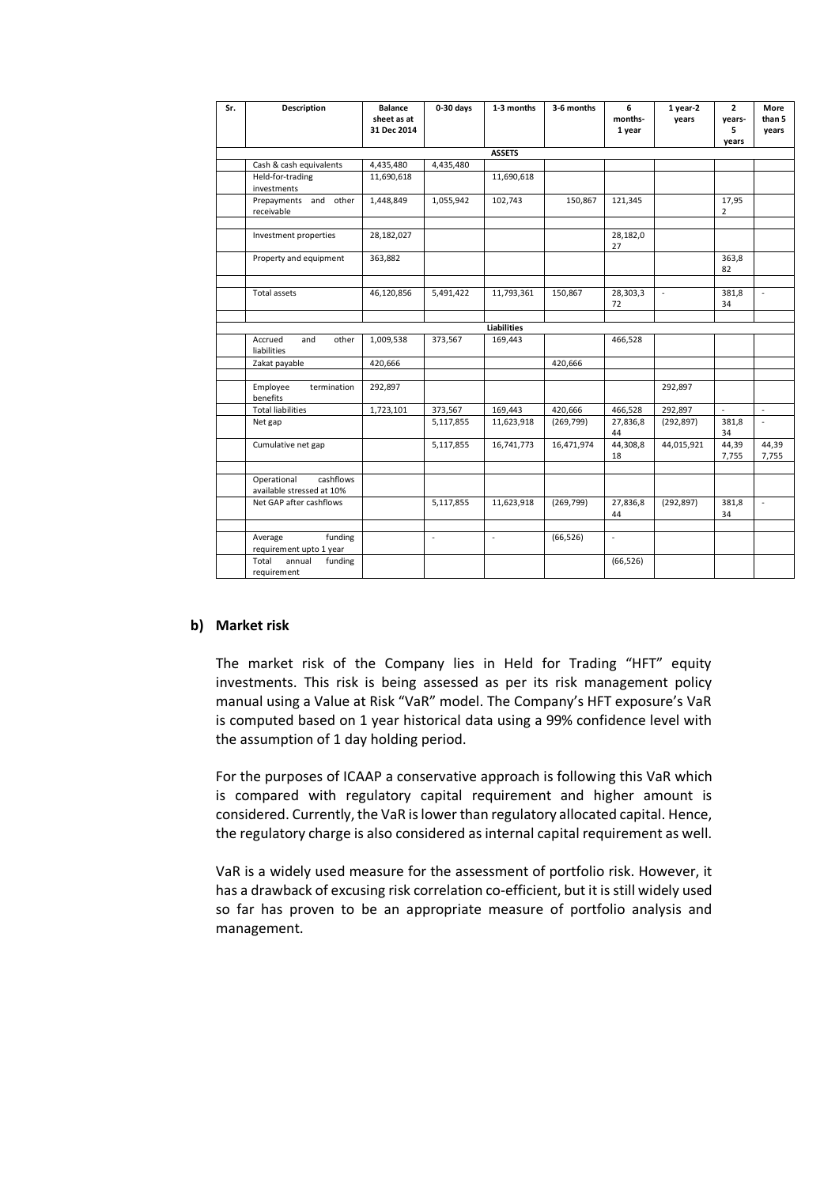| Sr. | Description | Balance sheet as at 31 Dec 2014 | 0-30 days | 1-3 months | 3-6 months | 6 months-1 year | 1 year-2 years | 2 years-5 years | More than 5 years |
|---|---|---|---|---|---|---|---|---|---|
| | | | | **ASSETS** | | | | | |
| | Cash & cash equivalents | 4,435,480 | 4,435,480 | | | | | | |
| | Held-for-trading investments | 11,690,618 | | 11,690,618 | | | | | |
| | Prepayments and other receivable | 1,448,849 | 1,055,942 | 102,743 | 150,867 | 121,345 | | 17,952 | |
| | | | | | | | | | |
| | Investment properties | 28,182,027 | | | | 28,182,027 | | | |
| | Property and equipment | 363,882 | | | | | | 363,882 | |
| | | | | | | | | | |
| | Total assets | 46,120,856 | 5,491,422 | 11,793,361 | 150,867 | 28,303,372 | - | 381,834 | - |
| | | | | | | | | | |
| | | | | **Liabilities** | | | | | |
| | Accrued and other liabilities | 1,009,538 | 373,567 | 169,443 | | 466,528 | | | |
| | Zakat payable | 420,666 | | | 420,666 | | | | |
| | | | | | | | | | |
| | Employee termination benefits | 292,897 | | | | | 292,897 | | |
| | Total liabilities | 1,723,101 | 373,567 | 169,443 | 420,666 | 466,528 | 292,897 | - | - |
| | Net gap | | 5,117,855 | 11,623,918 | (269,799) | 27,836,844 | (292,897) | 381,834 | - |
| | Cumulative net gap | | 5,117,855 | 16,741,773 | 16,471,974 | 44,308,818 | 44,015,921 | 44,397,755 | 44,397,755 |
| | | | | | | | | | |
| | Operational cashflows available stressed at 10% | | | | | | | | |
| | Net GAP after cashflows | | 5,117,855 | 11,623,918 | (269,799) | 27,836,844 | (292,897) | 381,834 | - |
| | | | | | | | | | |
| | Average funding requirement upto 1 year | | - | - | (66,526) | - | | | |
| | Total annual funding requirement | | | | | (66,526) | | | |

**b) Market risk**

The market risk of the Company lies in Held for Trading "HFT" equity investments. This risk is being assessed as per its risk management policy manual using a Value at Risk "VaR" model. The Company's HFT exposure's VaR is computed based on 1 year historical data using a 99% confidence level with the assumption of 1 day holding period.

For the purposes of ICAAP a conservative approach is following this VaR which is compared with regulatory capital requirement and higher amount is considered. Currently, the VaR is lower than regulatory allocated capital. Hence, the regulatory charge is also considered as internal capital requirement as well.

VaR is a widely used measure for the assessment of portfolio risk. However, it has a drawback of excusing risk correlation co-efficient, but it is still widely used so far has proven to be an appropriate measure of portfolio analysis and management.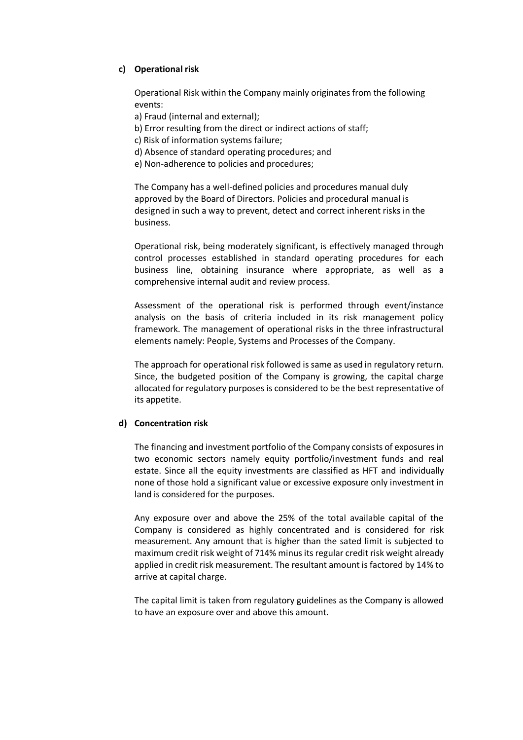**c) Operational risk**

Operational Risk within the Company mainly originates from the following events:

a) Fraud (internal and external);
b) Error resulting from the direct or indirect actions of staff;
c) Risk of information systems failure;
d) Absence of standard operating procedures; and
e) Non-adherence to policies and procedures;

The Company has a well-defined policies and procedures manual duly approved by the Board of Directors. Policies and procedural manual is designed in such a way to prevent, detect and correct inherent risks in the business.

Operational risk, being moderately significant, is effectively managed through control processes established in standard operating procedures for each business line, obtaining insurance where appropriate, as well as a comprehensive internal audit and review process.

Assessment of the operational risk is performed through event/instance analysis on the basis of criteria included in its risk management policy framework. The management of operational risks in the three infrastructural elements namely: People, Systems and Processes of the Company.

The approach for operational risk followed is same as used in regulatory return. Since, the budgeted position of the Company is growing, the capital charge allocated for regulatory purposes is considered to be the best representative of its appetite.

**d) Concentration risk**

The financing and investment portfolio of the Company consists of exposures in two economic sectors namely equity portfolio/investment funds and real estate. Since all the equity investments are classified as HFT and individually none of those hold a significant value or excessive exposure only investment in land is considered for the purposes.

Any exposure over and above the 25% of the total available capital of the Company is considered as highly concentrated and is considered for risk measurement. Any amount that is higher than the sated limit is subjected to maximum credit risk weight of 714% minus its regular credit risk weight already applied in credit risk measurement. The resultant amount is factored by 14% to arrive at capital charge.

The capital limit is taken from regulatory guidelines as the Company is allowed to have an exposure over and above this amount.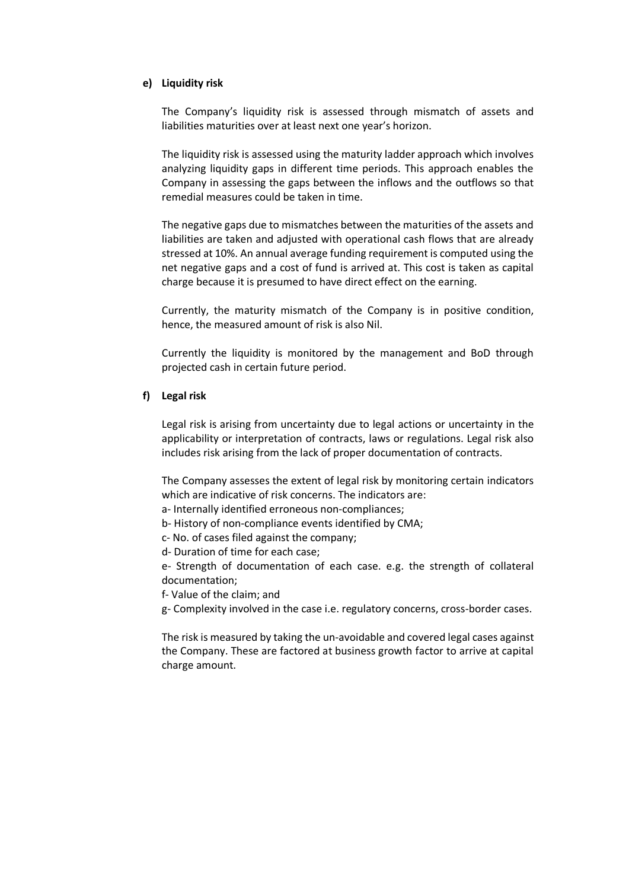**e) Liquidity risk**

The Company's liquidity risk is assessed through mismatch of assets and liabilities maturities over at least next one year's horizon.

The liquidity risk is assessed using the maturity ladder approach which involves analyzing liquidity gaps in different time periods. This approach enables the Company in assessing the gaps between the inflows and the outflows so that remedial measures could be taken in time.

The negative gaps due to mismatches between the maturities of the assets and liabilities are taken and adjusted with operational cash flows that are already stressed at 10%. An annual average funding requirement is computed using the net negative gaps and a cost of fund is arrived at. This cost is taken as capital charge because it is presumed to have direct effect on the earning.

Currently, the maturity mismatch of the Company is in positive condition, hence, the measured amount of risk is also Nil.

Currently the liquidity is monitored by the management and BoD through projected cash in certain future period.

**f) Legal risk**

Legal risk is arising from uncertainty due to legal actions or uncertainty in the applicability or interpretation of contracts, laws or regulations. Legal risk also includes risk arising from the lack of proper documentation of contracts.

The Company assesses the extent of legal risk by monitoring certain indicators which are indicative of risk concerns. The indicators are:

a- Internally identified erroneous non-compliances;
b- History of non-compliance events identified by CMA;
c- No. of cases filed against the company;
d- Duration of time for each case;
e- Strength of documentation of each case. e.g. the strength of collateral documentation;
f- Value of the claim; and
g- Complexity involved in the case i.e. regulatory concerns, cross-border cases.

The risk is measured by taking the un-avoidable and covered legal cases against the Company. These are factored at business growth factor to arrive at capital charge amount.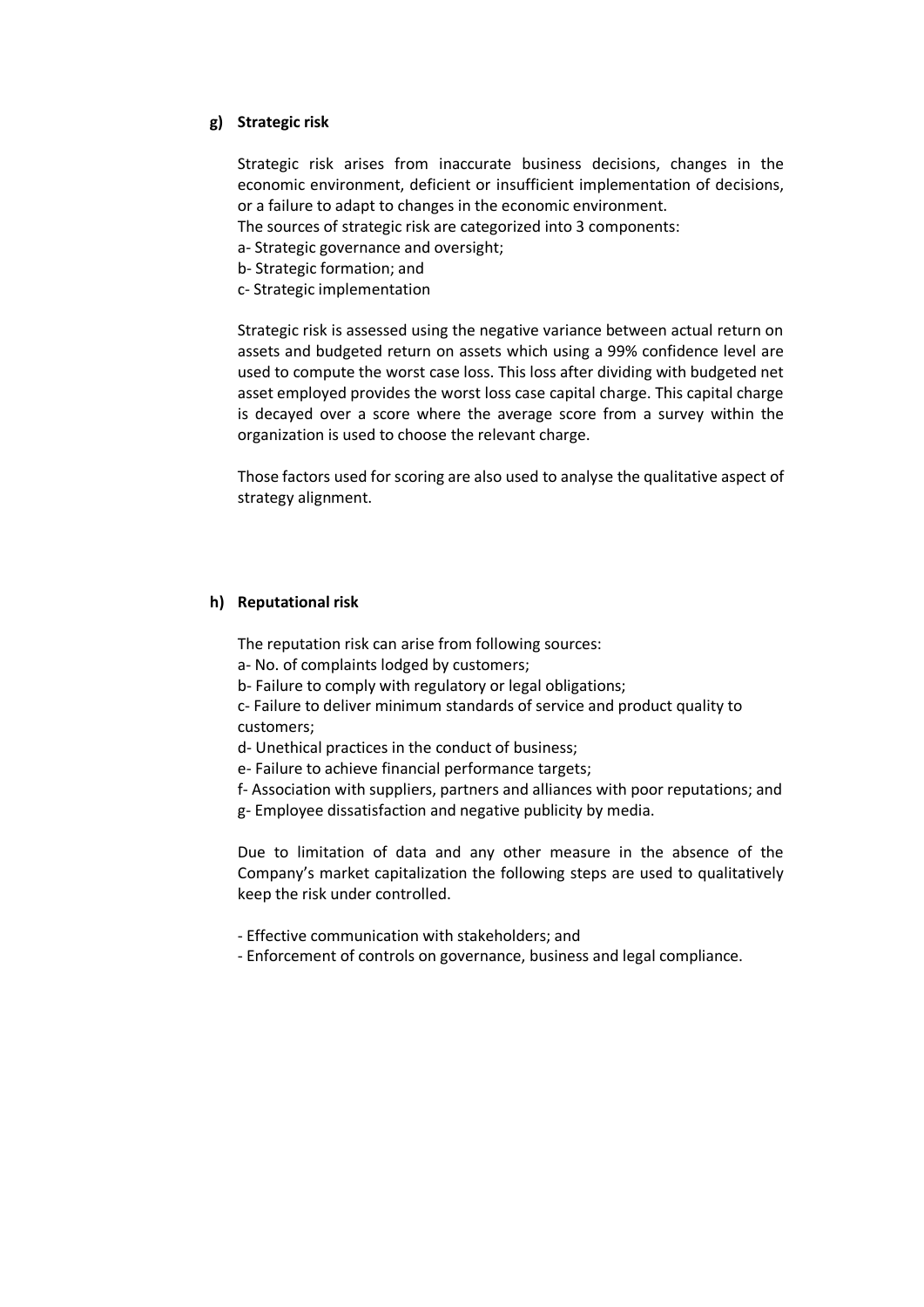#### g) Strategic risk

Strategic risk arises from inaccurate business decisions, changes in the economic environment, deficient or insufficient implementation of decisions, or a failure to adapt to changes in the economic environment.
The sources of strategic risk are categorized into 3 components:
a- Strategic governance and oversight;
b- Strategic formation; and
c- Strategic implementation

Strategic risk is assessed using the negative variance between actual return on assets and budgeted return on assets which using a 99% confidence level are used to compute the worst case loss. This loss after dividing with budgeted net asset employed provides the worst loss case capital charge. This capital charge is decayed over a score where the average score from a survey within the organization is used to choose the relevant charge.

Those factors used for scoring are also used to analyse the qualitative aspect of strategy alignment.

#### h) Reputational risk

The reputation risk can arise from following sources:
a- No. of complaints lodged by customers;
b- Failure to comply with regulatory or legal obligations;
c- Failure to deliver minimum standards of service and product quality to customers;
d- Unethical practices in the conduct of business;
e- Failure to achieve financial performance targets;
f- Association with suppliers, partners and alliances with poor reputations; and
g- Employee dissatisfaction and negative publicity by media.

Due to limitation of data and any other measure in the absence of the Company's market capitalization the following steps are used to qualitatively keep the risk under controlled.

- Effective communication with stakeholders; and
- Enforcement of controls on governance, business and legal compliance.